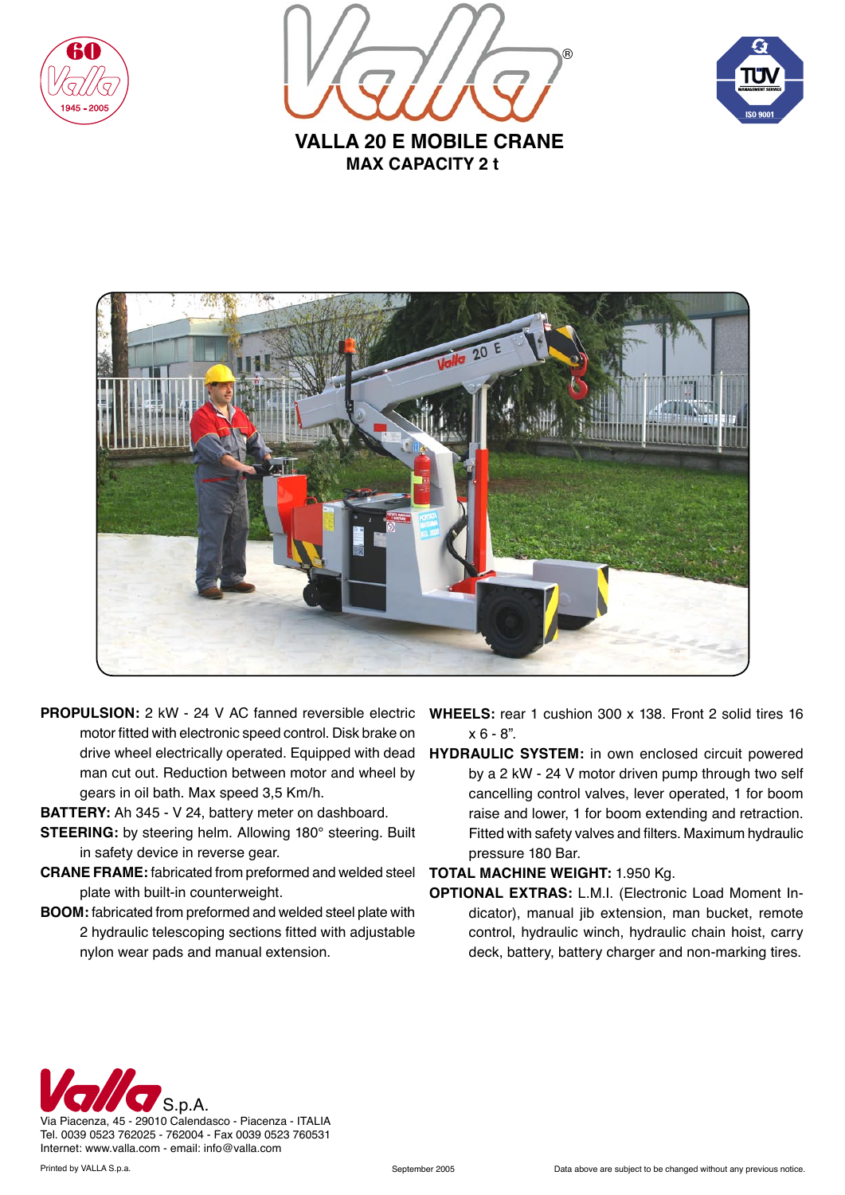# VALLA 20 E MOBILE CRANE

## MAX CAPACITY 2 t

**PROPULSION:** 2 kW - 24 V AC fanned reversible electric motor fitted with electronic speed control. Disk brake on drive wheel electrically operated. Equipped with dead man cut out. Reduction between motor and wheel by gears in oil bath. Max speed 3,5 Km/h.

**BATTERY:** Ah 345 - V 24, battery meter on dashboard.

**STEERING:** by steering helm. Allowing 180° steering. Built in safety device in reverse gear.

**CRANE FRAME:** fabricated from preformed and welded steel plate with built-in counterweight.

**BOOM:** fabricated from preformed and welded steel plate with 2 hydraulic telescoping sections fitted with adjustable nylon wear pads and manual extension.

**WHEELS:** rear 1 cushion 300 x 138. Front 2 solid tires 16 x 6 - 8".

**HYDRAULIC SYSTEM:** in own enclosed circuit powered by a 2 kW - 24 V motor driven pump through two self cancelling control valves, lever operated, 1 for boom raise and lower, 1 for boom extending and retraction. Fitted with safety valves and filters. Maximum hydraulic pressure 180 Bar.

**TOTAL MACHINE WEIGHT:** 1.950 Kg.

**OPTIONAL EXTRAS:** L.M.I. (Electronic Load Moment Indicator), manual jib extension, man bucket, remote control, hydraulic winch, hydraulic chain hoist, carry deck, battery, battery charger and non-marking tires.

Valla S.p.A.
Via Piacenza, 45 - 29010 Calendasco - Piacenza - ITALIA
Tel. 0039 0523 762025 - 762004 - Fax 0039 0523 760531
Internet: www.valla.com - email: info@valla.com

Printed by VALLA S.p.a. September 2005 Data above are subject to be changed without any previous notice.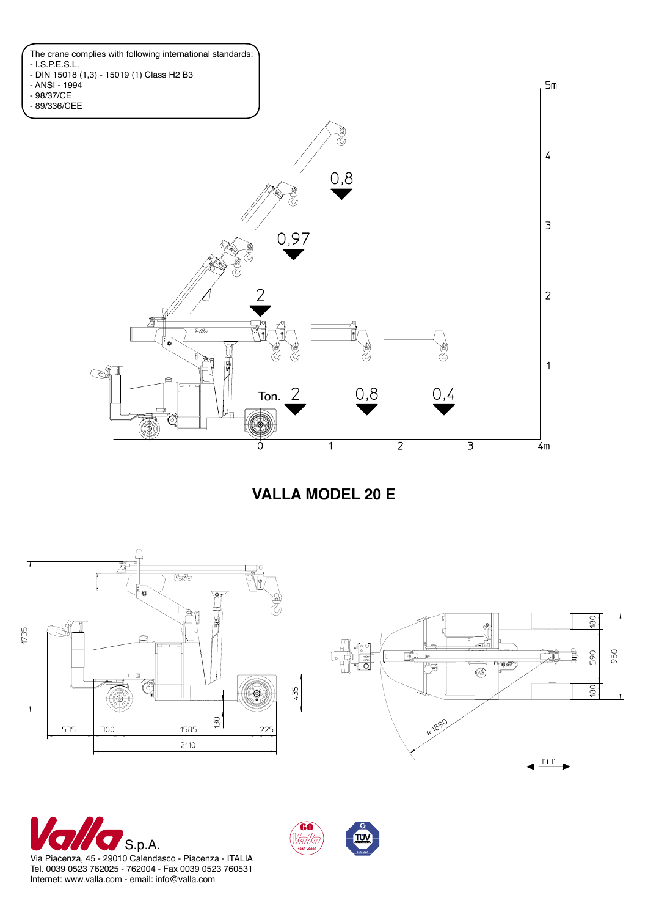The crane complies with following international standards:
- I.S.P.E.S.L.
- DIN 15018 (1,3) - 15019 (1) Class H2 B3
- ANSI - 1994
- 98/37/CE
- 89/336/CEE

5m
4
3
2
1
0,8
0,97
2
Ton. 2
0,8
0,4
0
1
2
3
4m

## VALLA MODEL 20 E

1735
435
130
535
300
1585
225
2110

180
590
950
180
R 1890
mm

Valla S.p.A.
Via Piacenza, 45 - 29010 Calendasco - Piacenza - ITALIA
Tel. 0039 0523 762025 - 762004 - Fax 0039 0523 760531
Internet: www.valla.com - email: info@valla.com